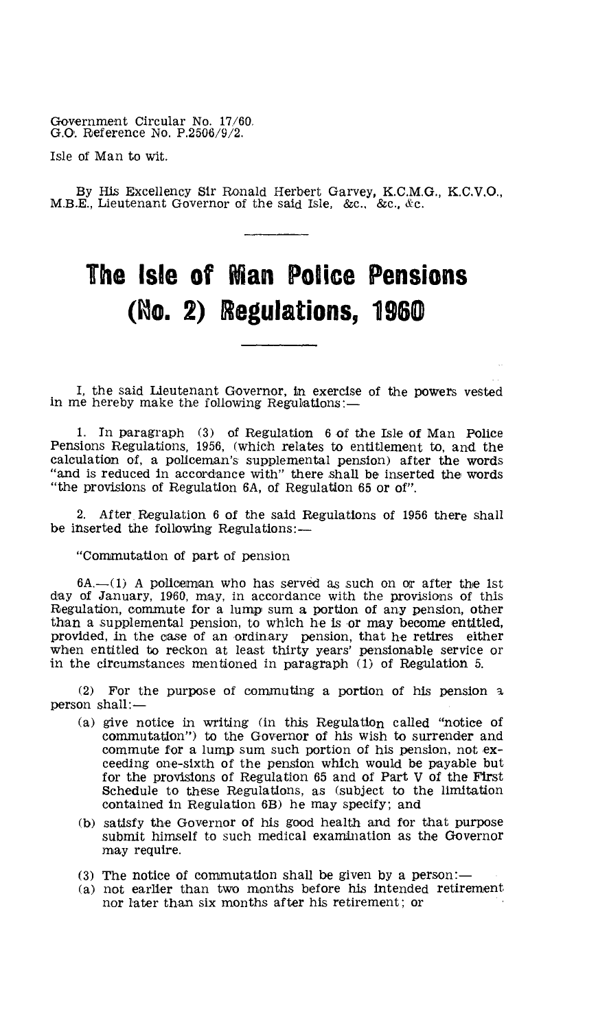Government Circular No. 17/60.
G.O. Reference No. P.2506/9/2.

Isle of Man to wit.

By His Excellency Sir Ronald Herbert Garvey, K.C.M.G., K.C.V.O., M.B.E., Lieutenant Governor of the said Isle, &c., &c., &c.

# The Isle of Man Police Pensions (No. 2) Regulations, 1960

I, the said Lieutenant Governor, in exercise of the powers vested in me hereby make the following Regulations:—

1. In paragraph (3) of Regulation 6 of the Isle of Man Police Pensions Regulations, 1956, (which relates to entitlement to, and the calculation of, a policeman's supplemental pension) after the words "and is reduced in accordance with" there shall be inserted the words "the provisions of Regulation 6A, of Regulation 65 or of".

2. After Regulation 6 of the said Regulations of 1956 there shall be inserted the following Regulations:—

"Commutation of part of pension

6A.—(1) A policeman who has served as such on or after the 1st day of January, 1960, may, in accordance with the provisions of this Regulation, commute for a lump sum a portion of any pension, other than a supplemental pension, to which he is or may become entitled, provided, in the case of an ordinary pension, that he retires either when entitled to reckon at least thirty years' pensionable service or in the circumstances mentioned in paragraph (1) of Regulation 5.

(2) For the purpose of commuting a portion of his pension a person shall:—

- (a) give notice in writing (in this Regulation called "notice of commutation") to the Governor of his wish to surrender and commute for a lump sum such portion of his pension, not exceeding one-sixth of the pension which would be payable but for the provisions of Regulation 65 and of Part V of the First Schedule to these Regulations, as (subject to the limitation contained in Regulation 6B) he may specify; and
- (b) satisfy the Governor of his good health and for that purpose submit himself to such medical examination as the Governor may require.

(3) The notice of commutation shall be given by a person:—

- (a) not earlier than two months before his intended retirement nor later than six months after his retirement; or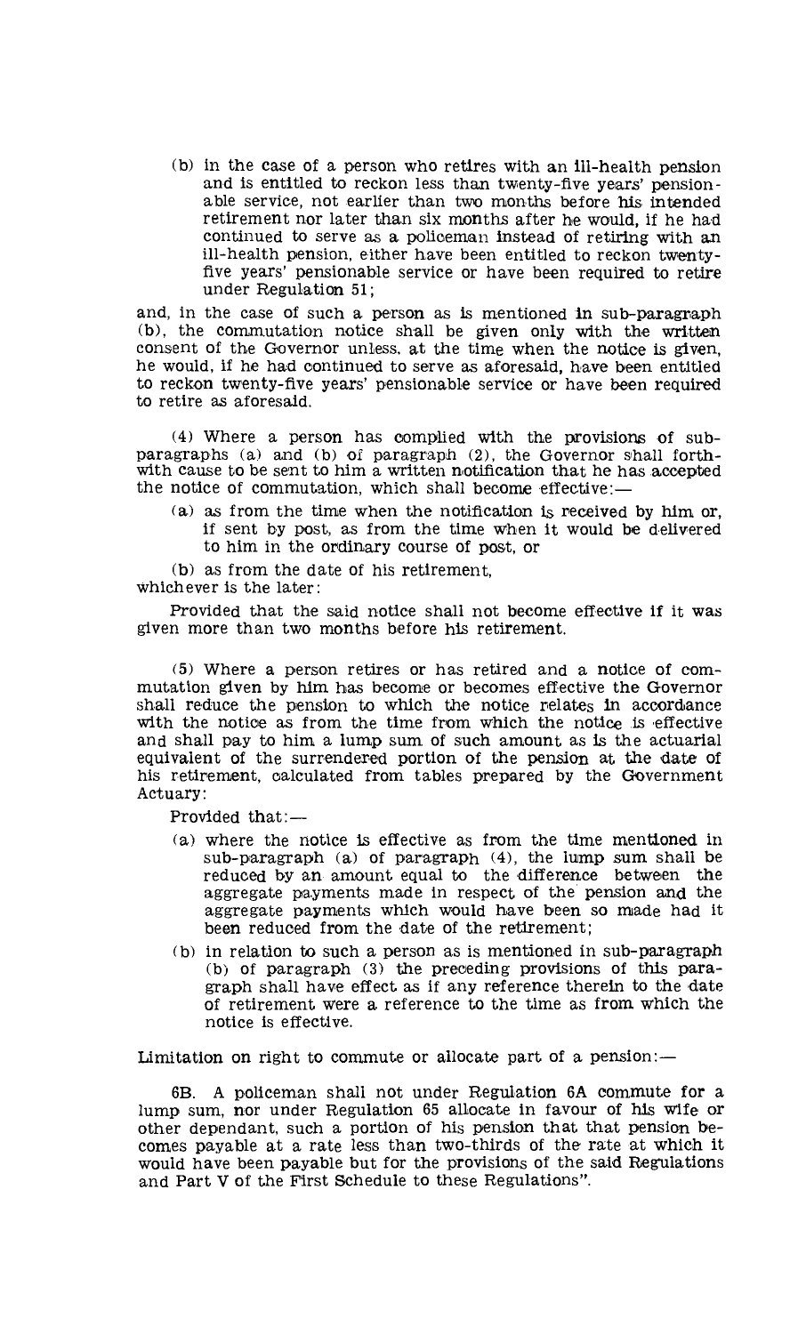(b) in the case of a person who retires with an ill-health pension and is entitled to reckon less than twenty-five years' pensionable service, not earlier than two months before his intended retirement nor later than six months after he would, if he had continued to serve as a policeman instead of retiring with an ill-health pension, either have been entitled to reckon twenty-five years' pensionable service or have been required to retire under Regulation 51;

and, in the case of such a person as is mentioned in sub-paragraph (b), the commutation notice shall be given only with the written consent of the Governor unless. at the time when the notice is given, he would, if he had continued to serve as aforesaid, have been entitled to reckon twenty-five years' pensionable service or have been required to retire as aforesaid.

(4) Where a person has complied with the provisions of sub-paragraphs (a) and (b) of paragraph (2), the Governor shall forthwith cause to be sent to him a written notification that he has accepted the notice of commutation, which shall become effective:—

(a) as from the time when the notification is received by him or, if sent by post, as from the time when it would be delivered to him in the ordinary course of post, or

(b) as from the date of his retirement,

whichever is the later:

Provided that the said notice shall not become effective if it was given more than two months before his retirement.

(5) Where a person retires or has retired and a notice of commutation given by him has become or becomes effective the Governor shall reduce the pension to which the notice relates in accordance with the notice as from the time from which the notice is effective and shall pay to him a lump sum of such amount as is the actuarial equivalent of the surrendered portion of the pension at the date of his retirement, calculated from tables prepared by the Government Actuary:

Provided that:—

(a) where the notice is effective as from the time mentioned in sub-paragraph (a) of paragraph (4), the lump sum shall be reduced by an amount equal to the difference between the aggregate payments made in respect of the pension and the aggregate payments which would have been so made had it been reduced from the date of the retirement;

(b) in relation to such a person as is mentioned in sub-paragraph (b) of paragraph (3) the preceding provisions of this paragraph shall have effect as if any reference therein to the date of retirement were a reference to the time as from which the notice is effective.

Limitation on right to commute or allocate part of a pension:—

6B. A policeman shall not under Regulation 6A commute for a lump sum, nor under Regulation 65 allocate in favour of his wife or other dependant, such a portion of his pension that that pension becomes payable at a rate less than two-thirds of the rate at which it would have been payable but for the provisions of the said Regulations and Part V of the First Schedule to these Regulations".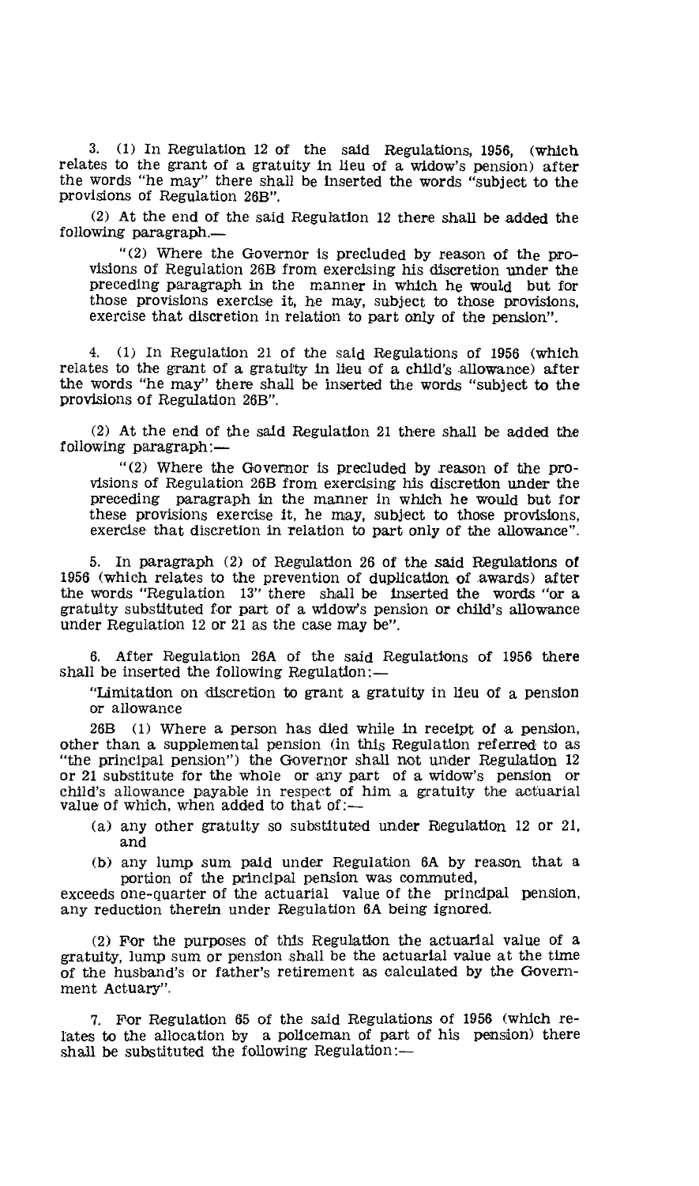3. (1) In Regulation 12 of the said Regulations, 1956, (which relates to the grant of a gratuity in lieu of a widow's pension) after the words "he may" there shall be inserted the words "subject to the provisions of Regulation 26B".

(2) At the end of the said Regulation 12 there shall be added the following paragraph.—

"(2) Where the Governor is precluded by reason of the provisions of Regulation 26B from exercising his discretion under the preceding paragraph in the manner in which he would but for those provisions exercise it, he may, subject to those provisions, exercise that discretion in relation to part only of the pension".

4. (1) In Regulation 21 of the said Regulations of 1956 (which relates to the grant of a gratuity in lieu of a child's allowance) after the words "he may" there shall be inserted the words "subject to the provisions of Regulation 26B".

(2) At the end of the said Regulation 21 there shall be added the following paragraph:—

"(2) Where the Governor is precluded by reason of the provisions of Regulation 26B from exercising his discretion under the preceding paragraph in the manner in which he would but for these provisions exercise it, he may, subject to those provisions, exercise that discretion in relation to part only of the allowance".

5. In paragraph (2) of Regulation 26 of the said Regulations of 1956 (which relates to the prevention of duplication of awards) after the words "Regulation 13" there shall be inserted the words "or a gratuity substituted for part of a widow's pension or child's allowance under Regulation 12 or 21 as the case may be".

6. After Regulation 26A of the said Regulations of 1956 there shall be inserted the following Regulation:—

"Limitation on discretion to grant a gratuity in lieu of a pension or allowance

26B (1) Where a person has died while in receipt of a pension, other than a supplemental pension (in this Regulation referred to as "the principal pension") the Governor shall not under Regulation 12 or 21 substitute for the whole or any part of a widow's pension or child's allowance payable in respect of him a gratuity the actuarial value of which, when added to that of:—

(a) any other gratuity so substituted under Regulation 12 or 21, and

(b) any lump sum paid under Regulation 6A by reason that a portion of the principal pension was commuted,

exceeds one-quarter of the actuarial value of the principal pension, any reduction therein under Regulation 6A being ignored.

(2) For the purposes of this Regulation the actuarial value of a gratuity, lump sum or pension shall be the actuarial value at the time of the husband's or father's retirement as calculated by the Government Actuary".

7. For Regulation 65 of the said Regulations of 1956 (which relates to the allocation by a policeman of part of his pension) there shall be substituted the following Regulation:—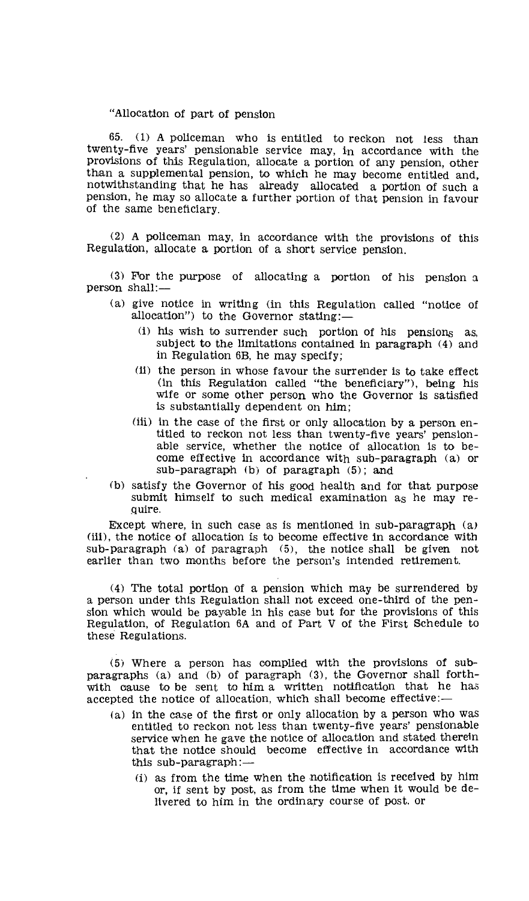"Allocation of part of pension

65. (1) A policeman who is entitled to reckon not less than twenty-five years' pensionable service may, in accordance with the provisions of this Regulation, allocate a portion of any pension, other than a supplemental pension, to which he may become entitled and, notwithstanding that he has already allocated a portion of such a pension, he may so allocate a further portion of that pension in favour of the same beneficiary.

(2) A policeman may, in accordance with the provisions of this Regulation, allocate a portion of a short service pension.

(3) For the purpose of allocating a portion of his pension a person shall:—

- (a) give notice in writing (in this Regulation called "notice of allocation") to the Governor stating:—
  - (i) his wish to surrender such portion of his pensions as, subject to the limitations contained in paragraph (4) and in Regulation 6B, he may specify;
  - (ii) the person in whose favour the surrender is to take effect (in this Regulation called "the beneficiary"), being his wife or some other person who the Governor is satisfied is substantially dependent on him;
  - (iii) in the case of the first or only allocation by a person entitled to reckon not less than twenty-five years' pensionable service, whether the notice of allocation is to become effective in accordance with sub-paragraph (a) or sub-paragraph (b) of paragraph (5); and
- (b) satisfy the Governor of his good health and for that purpose submit himself to such medical examination as he may require.

Except where, in such case as is mentioned in sub-paragraph (a) (iii), the notice of allocation is to become effective in accordance with sub-paragraph (a) of paragraph (5), the notice shall be given not earlier than two months before the person's intended retirement.

(4) The total portion of a pension which may be surrendered by a person under this Regulation shall not exceed one-third of the pension which would be payable in his case but for the provisions of this Regulation, of Regulation 6A and of Part V of the First Schedule to these Regulations.

(5) Where a person has complied with the provisions of sub-paragraphs (a) and (b) of paragraph (3), the Governor shall forthwith cause to be sent to him a written notification that he has accepted the notice of allocation, which shall become effective:—

- (a) in the case of the first or only allocation by a person who was entitled to reckon not less than twenty-five years' pensionable service when he gave the notice of allocation and stated therein that the notice should become effective in accordance with this sub-paragraph:—
  - (i) as from the time when the notification is received by him or, if sent by post, as from the time when it would be delivered to him in the ordinary course of post. or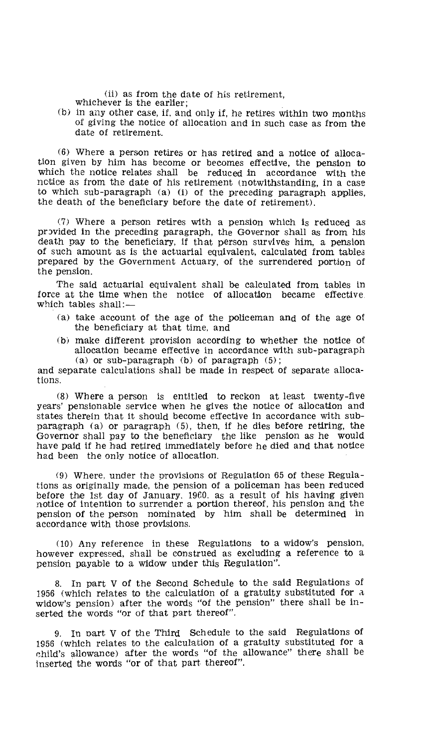(ii) as from the date of his retirement,

whichever is the earlier;

(b) in any other case, if, and only if, he retires within two months of giving the notice of allocation and in such case as from the date of retirement.

(6) Where a person retires or has retired and a notice of allocation given by him has become or becomes effective, the pension to which the notice relates shall be reduced in accordance with the notice as from the date of his retirement (notwithstanding, in a case to which sub-paragraph (a) (i) of the preceding paragraph applies, the death of the beneficiary before the date of retirement).

(7) Where a person retires with a pension which is reduced as provided in the preceding paragraph, the Governor shall as from his death pay to the beneficiary, if that person survives him, a pension of such amount as is the actuarial equivalent, calculated from tables prepared by the Government Actuary, of the surrendered portion of the pension.

The said actuarial equivalent shall be calculated from tables in force at the time when the notice of allocation became effective which tables shall:—

(a) take account of the age of the policeman and of the age of the beneficiary at that time, and

(b) make different provision according to whether the notice of allocation became effective in accordance with sub-paragraph (a) or sub-paragraph (b) of paragraph (5);

and separate calculations shall be made in respect of separate allocations.

(8) Where a person is entitled to reckon at least twenty-five years' pensionable service when he gives the notice of allocation and states therein that it should become effective in accordance with sub-paragraph (a) or paragraph (5), then, if he dies before retiring, the Governor shall pay to the beneficiary the like pension as he would have paid if he had retired immediately before he died and that notice had been the only notice of allocation.

(9) Where, under the provisions of Regulation 65 of these Regulations as originally made, the pension of a policeman has been reduced before the 1st day of January, 1960, as a result of his having given notice of intention to surrender a portion thereof, his pension and the pension of the person nominated by him shall be determined in accordance with those provisions.

(10) Any reference in these Regulations to a widow's pension, however expressed, shall be construed as excluding a reference to a pension payable to a widow under this Regulation".

8. In part V of the Second Schedule to the said Regulations of 1956 (which relates to the calculation of a gratuity substituted for a widow's pension) after the words "of the pension" there shall be inserted the words "or of that part thereof".

9. In part V of the Third Schedule to the said Regulations of 1956 (which relates to the calculation of a gratuity substituted for a child's allowance) after the words "of the allowance" there shall be inserted the words "or of that part thereof".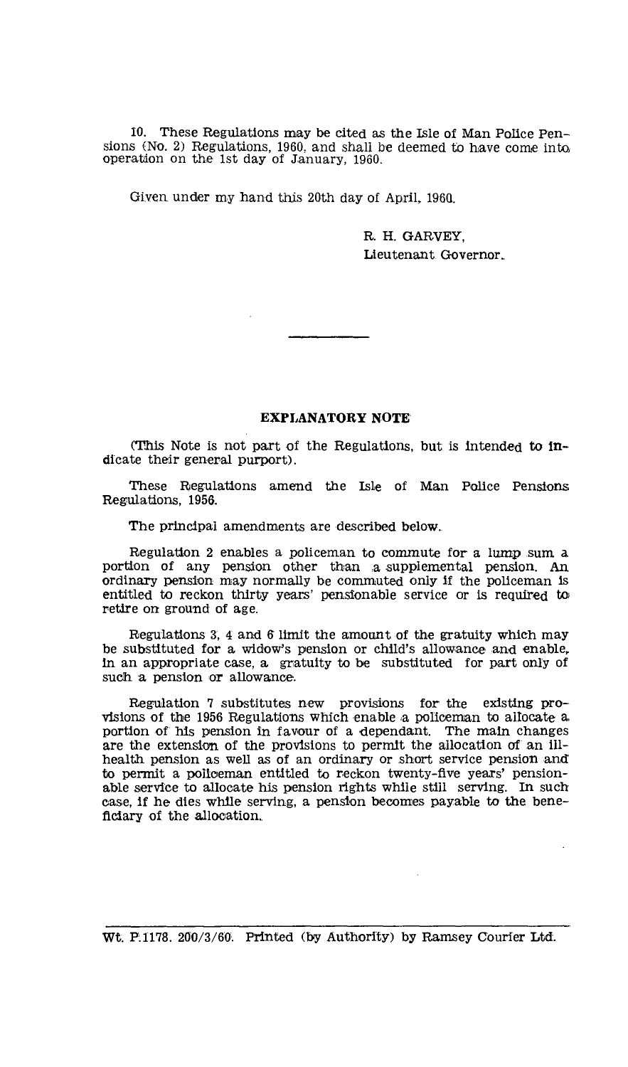10. These Regulations may be cited as the Isle of Man Police Pensions (No. 2) Regulations, 1960, and shall be deemed to have come into operation on the 1st day of January, 1960.

Given under my hand this 20th day of April, 1960.

R. H. GARVEY,
Lieutenant Governor.

---

## EXPLANATORY NOTE

(This Note is not part of the Regulations, but is intended to indicate their general purport).

These Regulations amend the Isle of Man Police Pensions Regulations, 1956.

The principal amendments are described below.

Regulation 2 enables a policeman to commute for a lump sum a portion of any pension other than a supplemental pension. An ordinary pension may normally be commuted only if the policeman is entitled to reckon thirty years' pensionable service or is required to retire on ground of age.

Regulations 3, 4 and 6 limit the amount of the gratuity which may be substituted for a widow's pension or child's allowance and enable, in an appropriate case, a gratuity to be substituted for part only of such a pension or allowance.

Regulation 7 substitutes new provisions for the existing provisions of the 1956 Regulations which enable a policeman to allocate a portion of his pension in favour of a dependant. The main changes are the extension of the provisions to permit the allocation of an ill-health pension as well as of an ordinary or short service pension and to permit a policeman entitled to reckon twenty-five years' pensionable service to allocate his pension rights while still serving. In such case, if he dies while serving, a pension becomes payable to the beneficiary of the allocation.

---

Wt. P.1178. 200/3/60. Printed (by Authority) by Ramsey Courier Ltd.